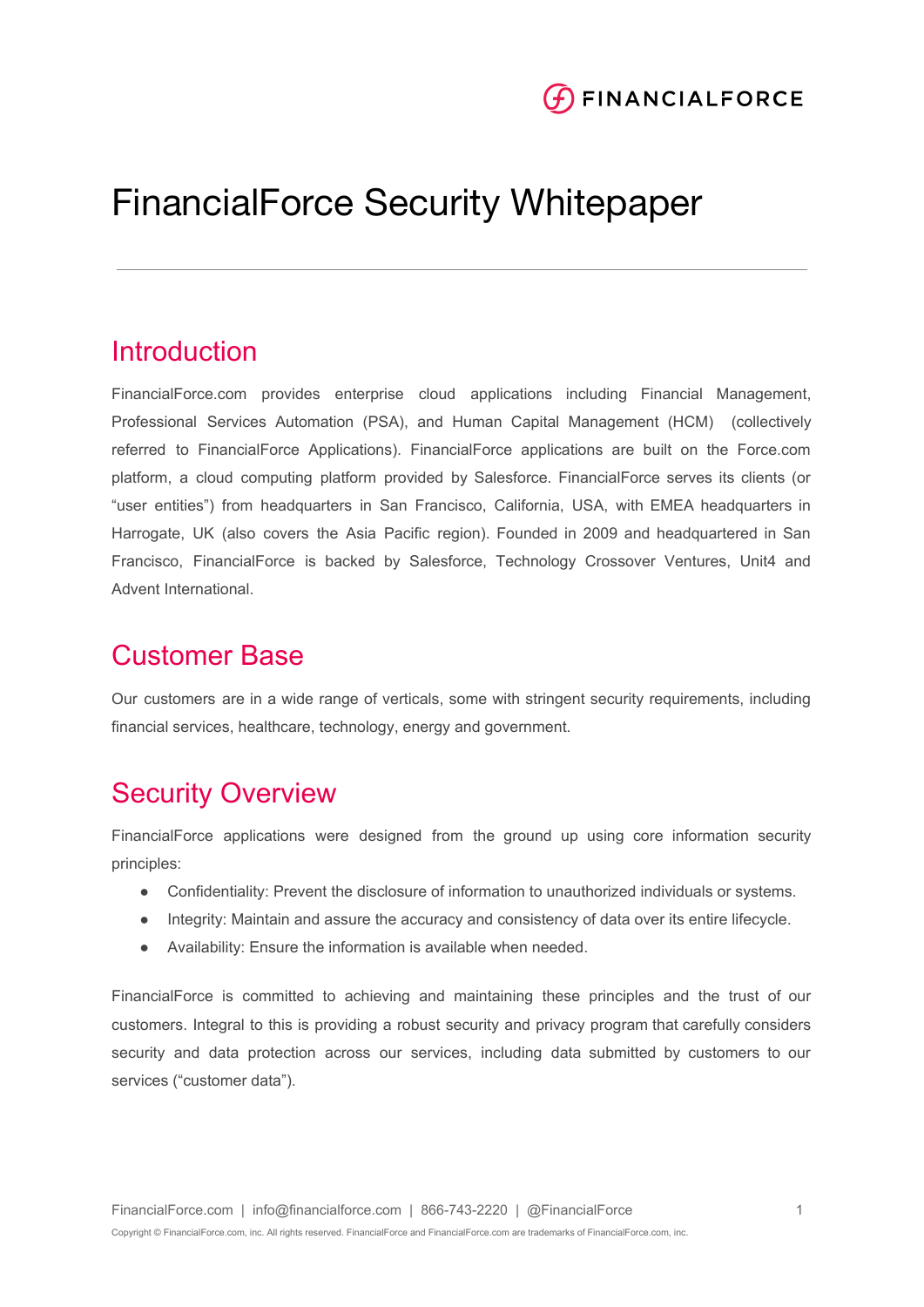# FinancialForce Security Whitepaper

## Introduction

FinancialForce.com provides enterprise cloud applications including Financial Management, Professional Services Automation (PSA), and Human Capital Management (HCM) (collectively referred to FinancialForce Applications). FinancialForce applications are built on the Force.com platform, a cloud computing platform provided by Salesforce. FinancialForce serves its clients (or "user entities") from headquarters in San Francisco, California, USA, with EMEA headquarters in Harrogate, UK (also covers the Asia Pacific region). Founded in 2009 and headquartered in San Francisco, FinancialForce is backed by Salesforce, Technology Crossover Ventures, Unit4 and Advent International.

## Customer Base

Our customers are in a wide range of verticals, some with stringent security requirements, including financial services, healthcare, technology, energy and government.

## Security Overview

FinancialForce applications were designed from the ground up using core information security principles:

- Confidentiality: Prevent the disclosure of information to unauthorized individuals or systems.
- Integrity: Maintain and assure the accuracy and consistency of data over its entire lifecycle.
- Availability: Ensure the information is available when needed.

FinancialForce is committed to achieving and maintaining these principles and the trust of our customers. Integral to this is providing a robust security and privacy program that carefully considers security and data protection across our services, including data submitted by customers to our services ("customer data").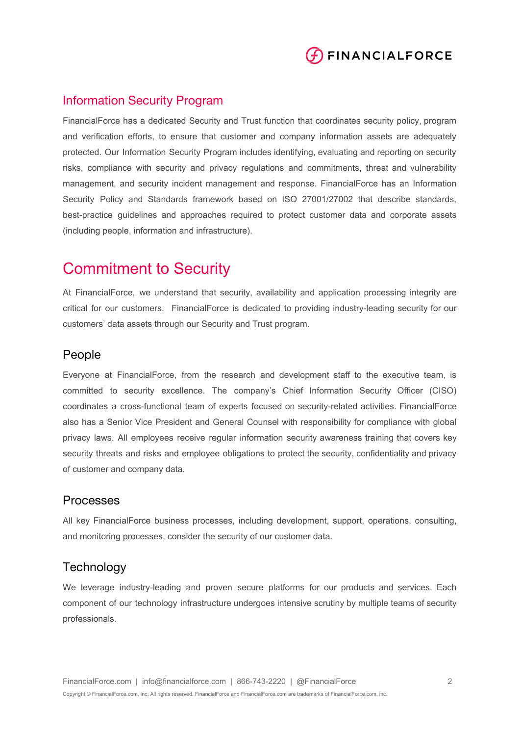## Information Security Program

FinancialForce has a dedicated Security and Trust function that coordinates security policy, program and verification efforts, to ensure that customer and company information assets are adequately protected. Our Information Security Program includes identifying, evaluating and reporting on security risks, compliance with security and privacy regulations and commitments, threat and vulnerability management, and security incident management and response. FinancialForce has an Information Security Policy and Standards framework based on ISO 27001/27002 that describe standards, best-practice guidelines and approaches required to protect customer data and corporate assets (including people, information and infrastructure).

# Commitment to Security

At FinancialForce, we understand that security, availability and application processing integrity are critical for our customers.  FinancialForce is dedicated to providing industry-leading security for our customers' data assets through our Security and Trust program.

### People

Everyone at FinancialForce, from the research and development staff to the executive team, is committed to security excellence. The company's Chief Information Security Officer (CISO) coordinates a cross-functional team of experts focused on security-related activities. FinancialForce also has a Senior Vice President and General Counsel with responsibility for compliance with global privacy laws. All employees receive regular information security awareness training that covers key security threats and risks and employee obligations to protect the security, confidentiality and privacy of customer and company data.

### Processes

All key FinancialForce business processes, including development, support, operations, consulting, and monitoring processes, consider the security of our customer data.

### Technology

We leverage industry-leading and proven secure platforms for our products and services. Each component of our technology infrastructure undergoes intensive scrutiny by multiple teams of security professionals.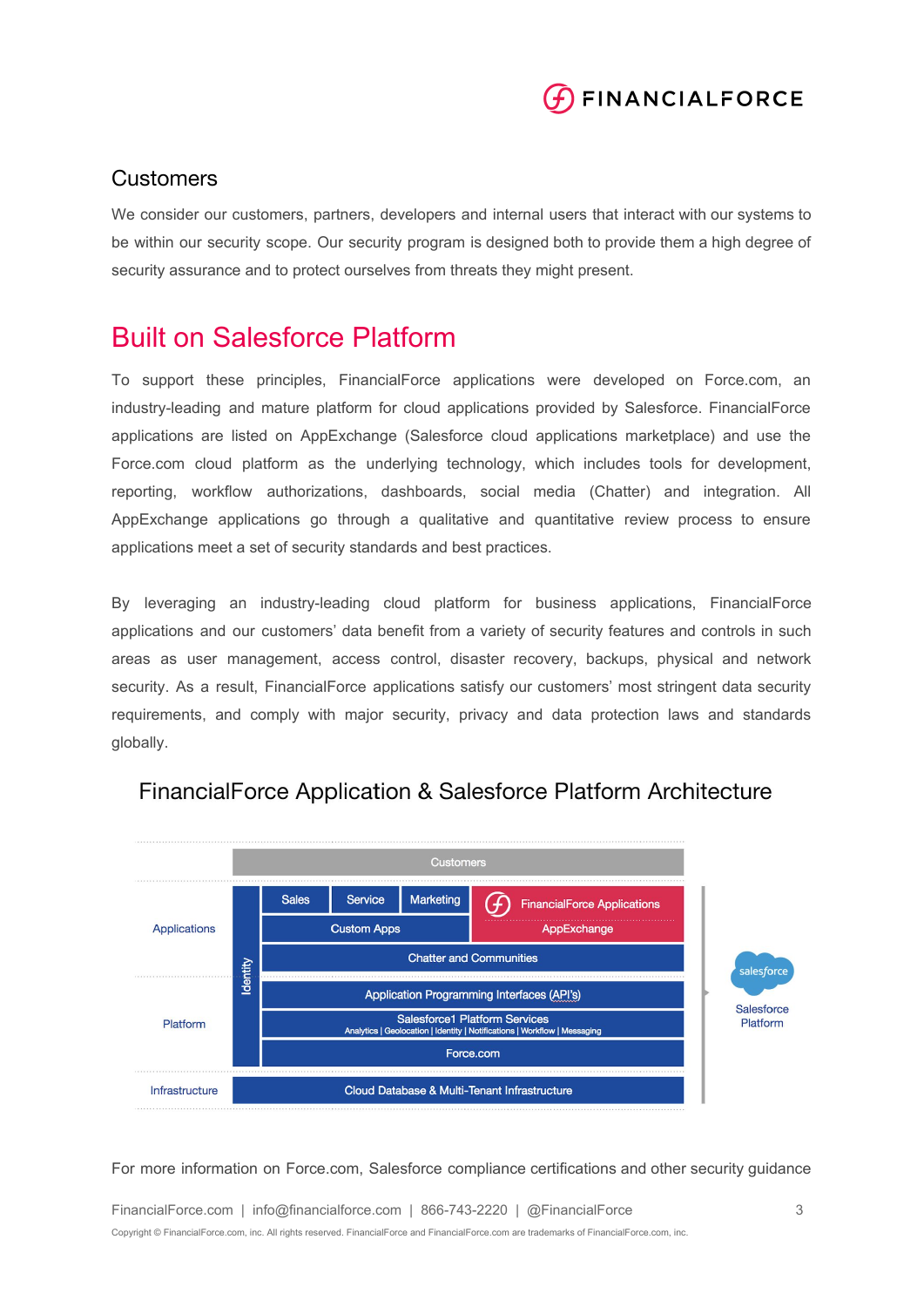## Customers

We consider our customers, partners, developers and internal users that interact with our systems to be within our security scope. Our security program is designed both to provide them a high degree of security assurance and to protect ourselves from threats they might present.

# Built on Salesforce Platform

To support these principles, FinancialForce applications were developed on Force.com, an industry-leading and mature platform for cloud applications provided by Salesforce. FinancialForce applications are listed on AppExchange (Salesforce cloud applications marketplace) and use the Force.com cloud platform as the underlying technology, which includes tools for development, reporting, workflow authorizations, dashboards, social media (Chatter) and integration. All AppExchange applications go through a qualitative and quantitative review process to ensure applications meet a set of security standards and best practices.

By leveraging an industry-leading cloud platform for business applications, FinancialForce applications and our customers' data benefit from a variety of security features and controls in such areas as user management, access control, disaster recovery, backups, physical and network security. As a result, FinancialForce applications satisfy our customers' most stringent data security requirements, and comply with major security, privacy and data protection laws and standards globally.

## FinancialForce Application & Salesforce Platform Architecture

| Layer | Components |
|---|---|
| | Customers |
| Applications | Identity; Sales, Service, Marketing, Custom Apps; FinancialForce Applications, AppExchange; Chatter and Communities |
| Platform | Application Programming Interfaces (API's); Salesforce1 Platform Services (Analytics \| Geolocation \| Identity \| Notifications \| Workflow \| Messaging); Force.com |
| Infrastructure | Cloud Database & Multi-Tenant Infrastructure |

Salesforce Platform

For more information on Force.com, Salesforce compliance certifications and other security guidance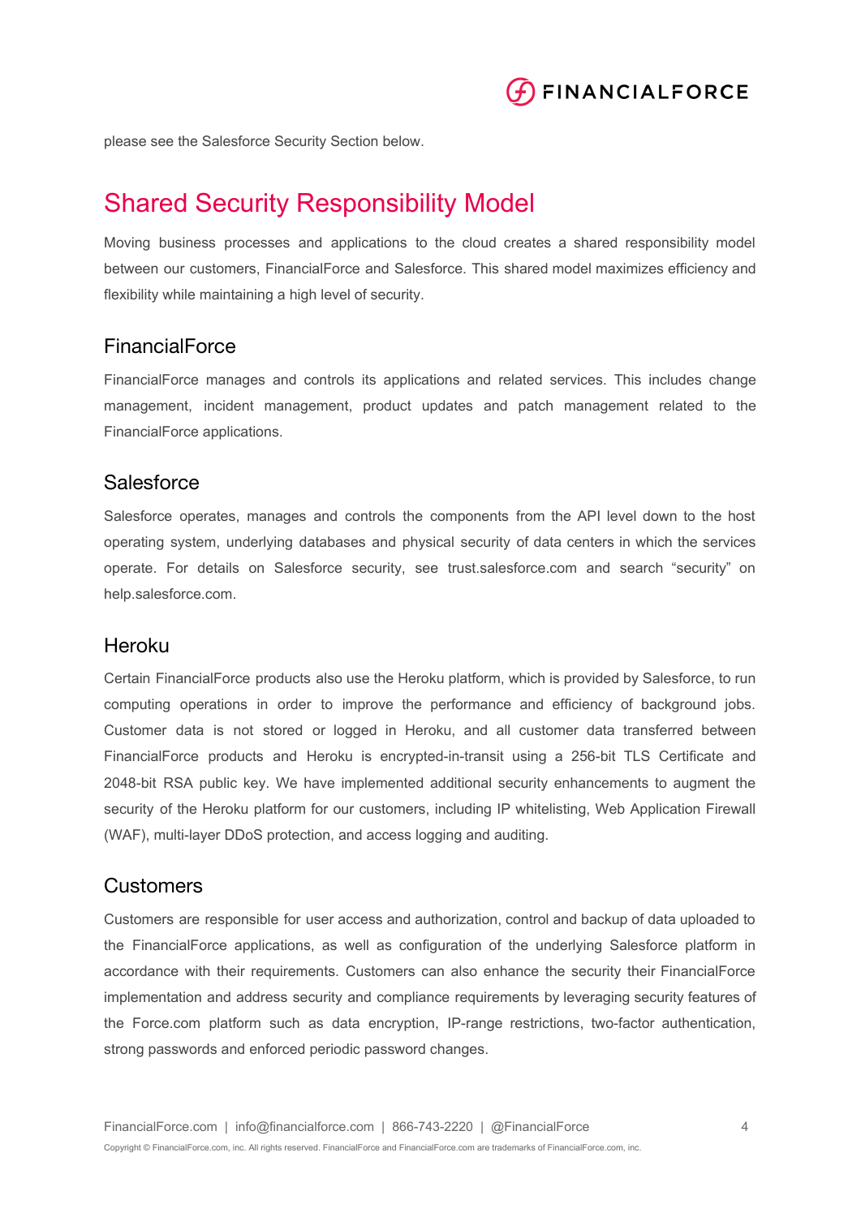please see the Salesforce Security Section below.

# Shared Security Responsibility Model

Moving business processes and applications to the cloud creates a shared responsibility model between our customers, FinancialForce and Salesforce. This shared model maximizes efficiency and flexibility while maintaining a high level of security.

## FinancialForce

FinancialForce manages and controls its applications and related services. This includes change management, incident management, product updates and patch management related to the FinancialForce applications.

## Salesforce

Salesforce operates, manages and controls the components from the API level down to the host operating system, underlying databases and physical security of data centers in which the services operate. For details on Salesforce security, see trust.salesforce.com and search "security" on help.salesforce.com.

## Heroku

Certain FinancialForce products also use the Heroku platform, which is provided by Salesforce, to run computing operations in order to improve the performance and efficiency of background jobs. Customer data is not stored or logged in Heroku, and all customer data transferred between FinancialForce products and Heroku is encrypted-in-transit using a 256-bit TLS Certificate and 2048-bit RSA public key. We have implemented additional security enhancements to augment the security of the Heroku platform for our customers, including IP whitelisting, Web Application Firewall (WAF), multi-layer DDoS protection, and access logging and auditing.

## Customers

Customers are responsible for user access and authorization, control and backup of data uploaded to the FinancialForce applications, as well as configuration of the underlying Salesforce platform in accordance with their requirements. Customers can also enhance the security their FinancialForce implementation and address security and compliance requirements by leveraging security features of the Force.com platform such as data encryption, IP-range restrictions, two-factor authentication, strong passwords and enforced periodic password changes.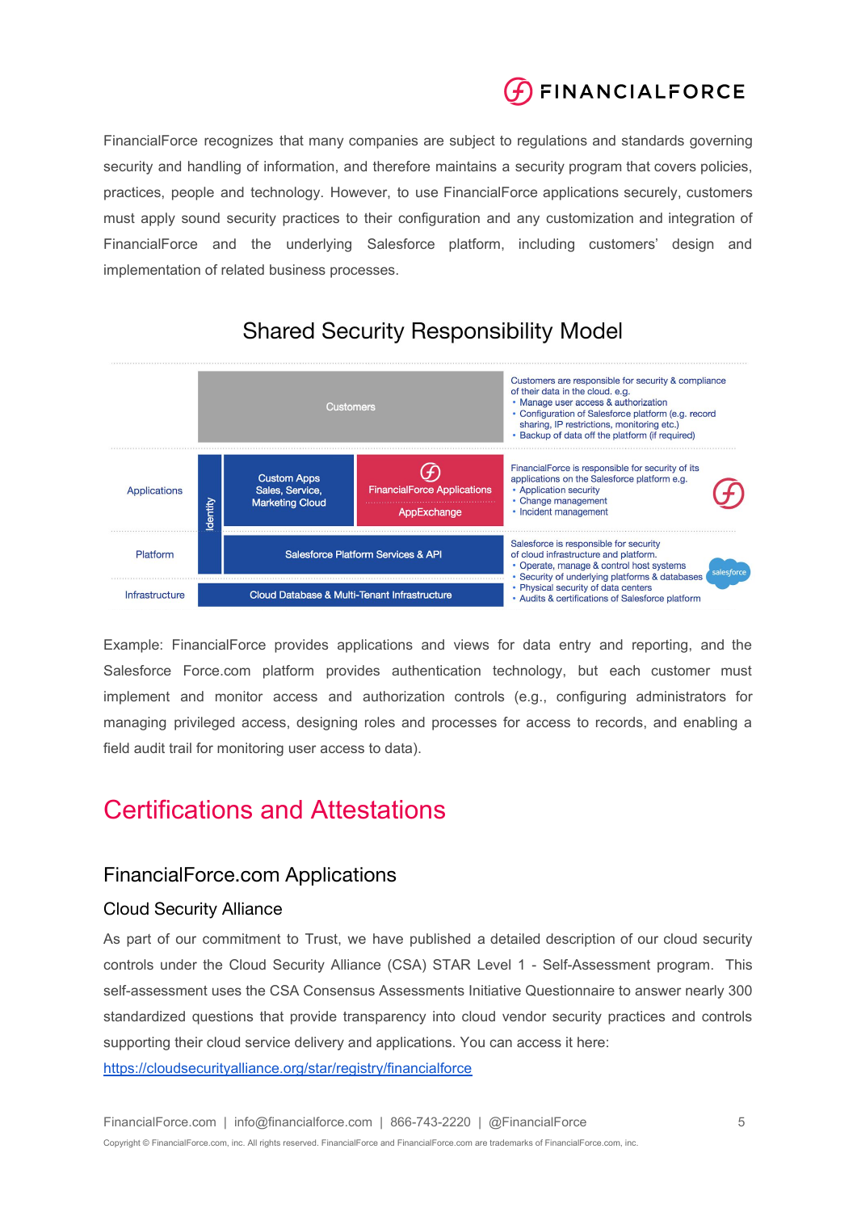FinancialForce recognizes that many companies are subject to regulations and standards governing security and handling of information, and therefore maintains a security program that covers policies, practices, people and technology. However, to use FinancialForce applications securely, customers must apply sound security practices to their configuration and any customization and integration of FinancialForce and the underlying Salesforce platform, including customers' design and implementation of related business processes.

## Shared Security Responsibility Model

| Layer | Components | Responsibility |
|---|---|---|
| | Customers | Customers are responsible for security & compliance of their data in the cloud. e.g.<br>• Manage user access & authorization<br>• Configuration of Salesforce platform (e.g. record sharing, IP restrictions, monitoring etc.)<br>• Backup of data off the platform (if required) |
| Applications | Identity; Custom Apps Sales, Service, Marketing Cloud; FinancialForce Applications; AppExchange | FinancialForce is responsible for security of its applications on the Salesforce platform e.g.<br>• Application security<br>• Change management<br>• Incident management |
| Platform | Identity; Salesforce Platform Services & API | Salesforce is responsible for security of cloud infrastructure and platform.<br>• Operate, manage & control host systems<br>• Security of underlying platforms & databases<br>• Physical security of data centers<br>• Audits & certifications of Salesforce platform |
| Infrastructure | Cloud Database & Multi-Tenant Infrastructure | |

Example: FinancialForce provides applications and views for data entry and reporting, and the Salesforce Force.com platform provides authentication technology, but each customer must implement and monitor access and authorization controls (e.g., configuring administrators for managing privileged access, designing roles and processes for access to records, and enabling a field audit trail for monitoring user access to data).

# Certifications and Attestations

## FinancialForce.com Applications

### Cloud Security Alliance

As part of our commitment to Trust, we have published a detailed description of our cloud security controls under the Cloud Security Alliance (CSA) STAR Level 1 - Self-Assessment program. This self-assessment uses the CSA Consensus Assessments Initiative Questionnaire to answer nearly 300 standardized questions that provide transparency into cloud vendor security practices and controls supporting their cloud service delivery and applications. You can access it here: https://cloudsecurityalliance.org/star/registry/financialforce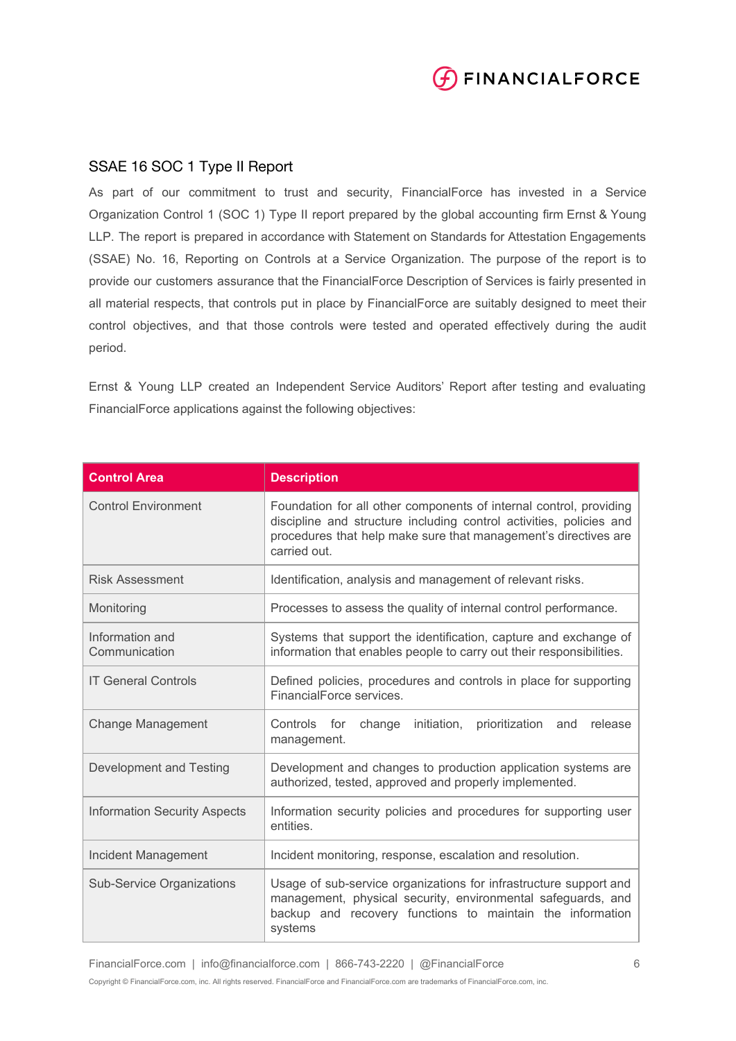## SSAE 16 SOC 1 Type II Report

As part of our commitment to trust and security, FinancialForce has invested in a Service Organization Control 1 (SOC 1) Type II report prepared by the global accounting firm Ernst & Young LLP. The report is prepared in accordance with Statement on Standards for Attestation Engagements (SSAE) No. 16, Reporting on Controls at a Service Organization. The purpose of the report is to provide our customers assurance that the FinancialForce Description of Services is fairly presented in all material respects, that controls put in place by FinancialForce are suitably designed to meet their control objectives, and that those controls were tested and operated effectively during the audit period.

Ernst & Young LLP created an Independent Service Auditors' Report after testing and evaluating FinancialForce applications against the following objectives:

| Control Area | Description |
|---|---|
| Control Environment | Foundation for all other components of internal control, providing discipline and structure including control activities, policies and procedures that help make sure that management's directives are carried out. |
| Risk Assessment | Identification, analysis and management of relevant risks. |
| Monitoring | Processes to assess the quality of internal control performance. |
| Information and Communication | Systems that support the identification, capture and exchange of information that enables people to carry out their responsibilities. |
| IT General Controls | Defined policies, procedures and controls in place for supporting FinancialForce services. |
| Change Management | Controls for change initiation, prioritization and release management. |
| Development and Testing | Development and changes to production application systems are authorized, tested, approved and properly implemented. |
| Information Security Aspects | Information security policies and procedures for supporting user entities. |
| Incident Management | Incident monitoring, response, escalation and resolution. |
| Sub-Service Organizations | Usage of sub-service organizations for infrastructure support and management, physical security, environmental safeguards, and backup and recovery functions to maintain the information systems |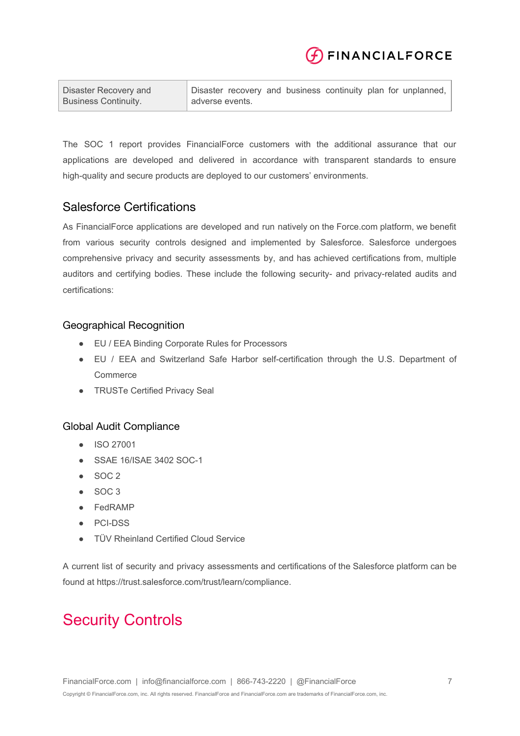| Disaster Recovery and Business Continuity. | Disaster recovery and business continuity plan for unplanned, adverse events. |
|---|---|

The SOC 1 report provides FinancialForce customers with the additional assurance that our applications are developed and delivered in accordance with transparent standards to ensure high-quality and secure products are deployed to our customers' environments.

## Salesforce Certifications

As FinancialForce applications are developed and run natively on the Force.com platform, we benefit from various security controls designed and implemented by Salesforce. Salesforce undergoes comprehensive privacy and security assessments by, and has achieved certifications from, multiple auditors and certifying bodies. These include the following security- and privacy-related audits and certifications:

### Geographical Recognition

- EU / EEA Binding Corporate Rules for Processors
- EU / EEA and Switzerland Safe Harbor self-certification through the U.S. Department of Commerce
- TRUSTe Certified Privacy Seal

### Global Audit Compliance

- ISO 27001
- SSAE 16/ISAE 3402 SOC-1
- SOC 2
- SOC 3
- FedRAMP
- PCI-DSS
- TÜV Rheinland Certified Cloud Service

A current list of security and privacy assessments and certifications of the Salesforce platform can be found at https://trust.salesforce.com/trust/learn/compliance.

# Security Controls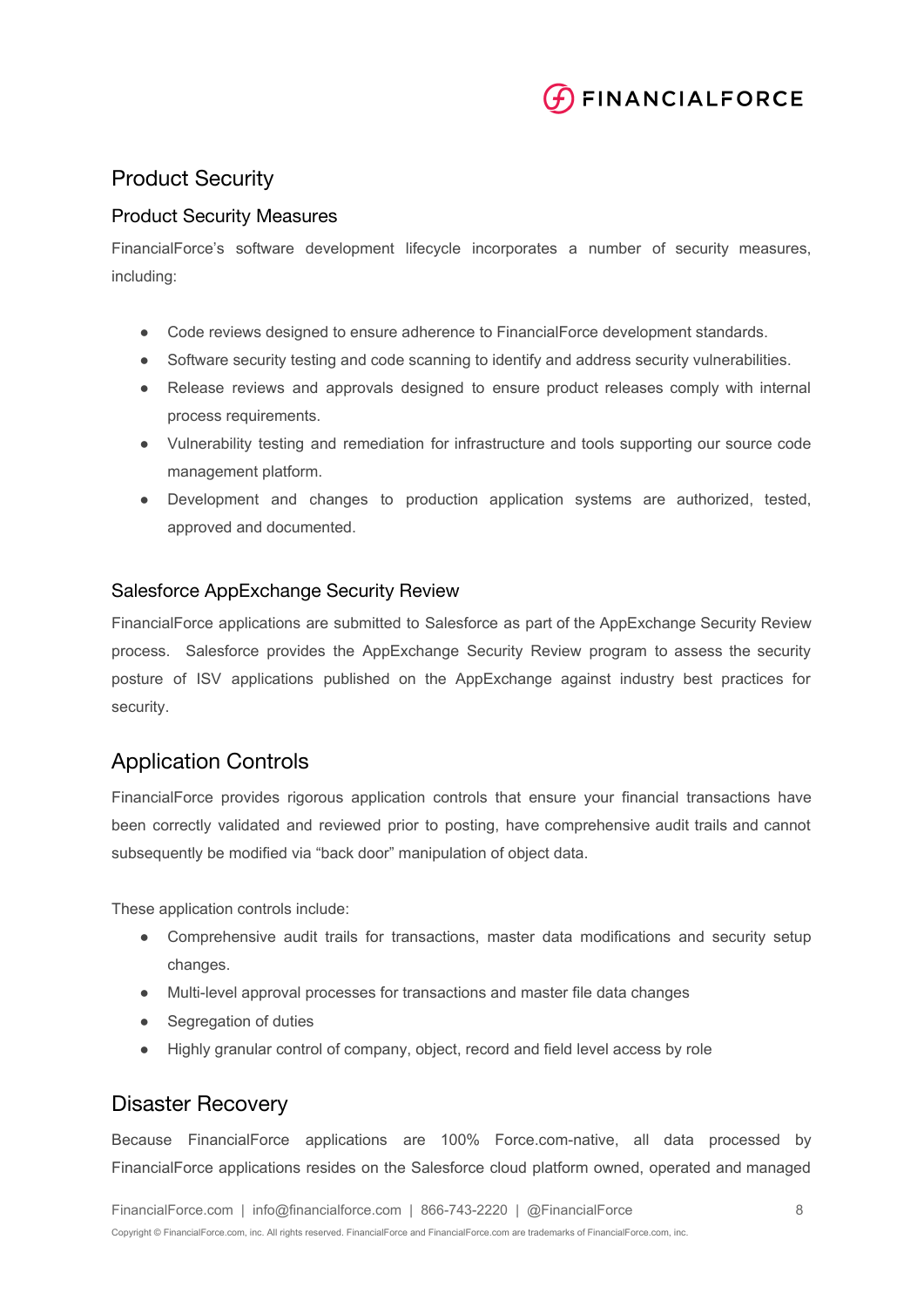## Product Security

### Product Security Measures

FinancialForce's software development lifecycle incorporates a number of security measures, including:

- Code reviews designed to ensure adherence to FinancialForce development standards.
- Software security testing and code scanning to identify and address security vulnerabilities.
- Release reviews and approvals designed to ensure product releases comply with internal process requirements.
- Vulnerability testing and remediation for infrastructure and tools supporting our source code management platform.
- Development and changes to production application systems are authorized, tested, approved and documented.

### Salesforce AppExchange Security Review

FinancialForce applications are submitted to Salesforce as part of the AppExchange Security Review process. Salesforce provides the AppExchange Security Review program to assess the security posture of ISV applications published on the AppExchange against industry best practices for security.

## Application Controls

FinancialForce provides rigorous application controls that ensure your financial transactions have been correctly validated and reviewed prior to posting, have comprehensive audit trails and cannot subsequently be modified via "back door" manipulation of object data.

These application controls include:

- Comprehensive audit trails for transactions, master data modifications and security setup changes.
- Multi-level approval processes for transactions and master file data changes
- Segregation of duties
- Highly granular control of company, object, record and field level access by role

## Disaster Recovery

Because FinancialForce applications are 100% Force.com-native, all data processed by FinancialForce applications resides on the Salesforce cloud platform owned, operated and managed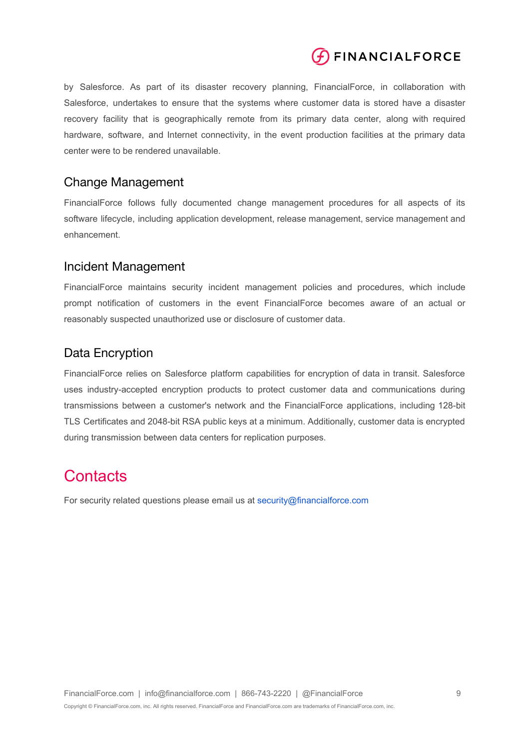by Salesforce. As part of its disaster recovery planning, FinancialForce, in collaboration with Salesforce, undertakes to ensure that the systems where customer data is stored have a disaster recovery facility that is geographically remote from its primary data center, along with required hardware, software, and Internet connectivity, in the event production facilities at the primary data center were to be rendered unavailable.

### Change Management

FinancialForce follows fully documented change management procedures for all aspects of its software lifecycle, including application development, release management, service management and enhancement.

### Incident Management

FinancialForce maintains security incident management policies and procedures, which include prompt notification of customers in the event FinancialForce becomes aware of an actual or reasonably suspected unauthorized use or disclosure of customer data.

### Data Encryption

FinancialForce relies on Salesforce platform capabilities for encryption of data in transit. Salesforce uses industry-accepted encryption products to protect customer data and communications during transmissions between a customer's network and the FinancialForce applications, including 128-bit TLS Certificates and 2048-bit RSA public keys at a minimum. Additionally, customer data is encrypted during transmission between data centers for replication purposes.

## Contacts

For security related questions please email us at security@financialforce.com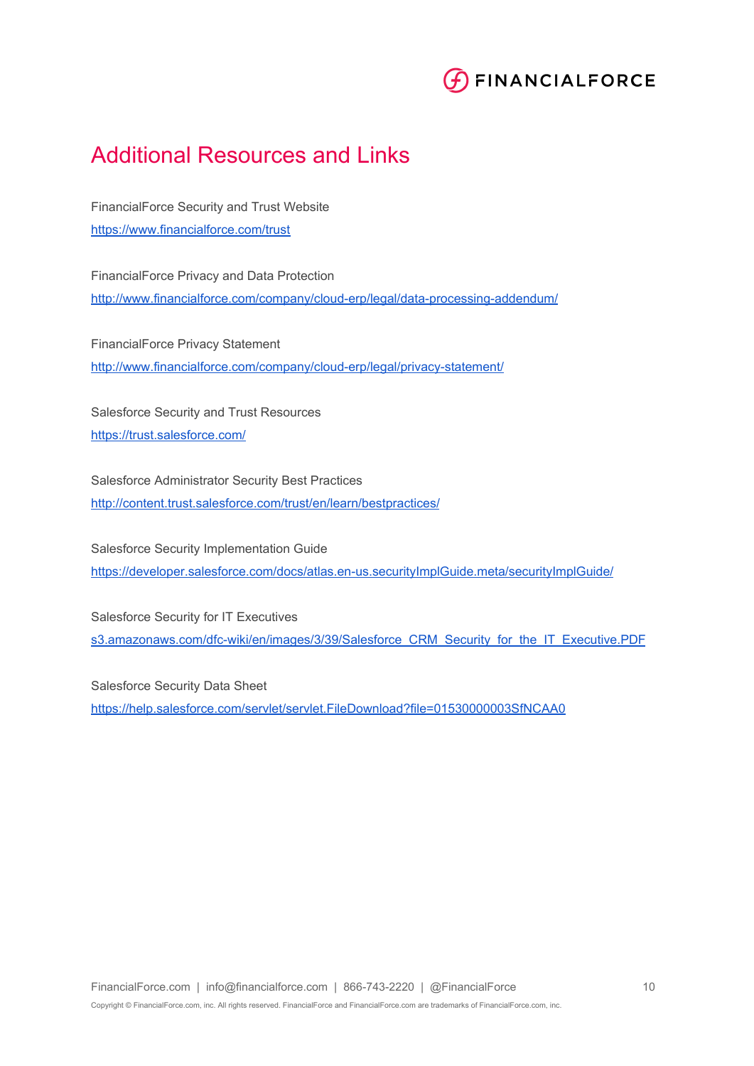# Additional Resources and Links

FinancialForce Security and Trust Website
https://www.financialforce.com/trust

FinancialForce Privacy and Data Protection
http://www.financialforce.com/company/cloud-erp/legal/data-processing-addendum/

FinancialForce Privacy Statement
http://www.financialforce.com/company/cloud-erp/legal/privacy-statement/

Salesforce Security and Trust Resources
https://trust.salesforce.com/

Salesforce Administrator Security Best Practices
http://content.trust.salesforce.com/trust/en/learn/bestpractices/

Salesforce Security Implementation Guide
https://developer.salesforce.com/docs/atlas.en-us.securityImplGuide.meta/securityImplGuide/

Salesforce Security for IT Executives
s3.amazonaws.com/dfc-wiki/en/images/3/39/Salesforce_CRM_Security_for_the_IT_Executive.PDF

Salesforce Security Data Sheet
https://help.salesforce.com/servlet/servlet.FileDownload?file=01530000003SfNCAA0

FinancialForce.com | info@financialforce.com | 866-743-2220 | @FinancialForce

Copyright © FinancialForce.com, inc. All rights reserved. FinancialForce and FinancialForce.com are trademarks of FinancialForce.com, inc.